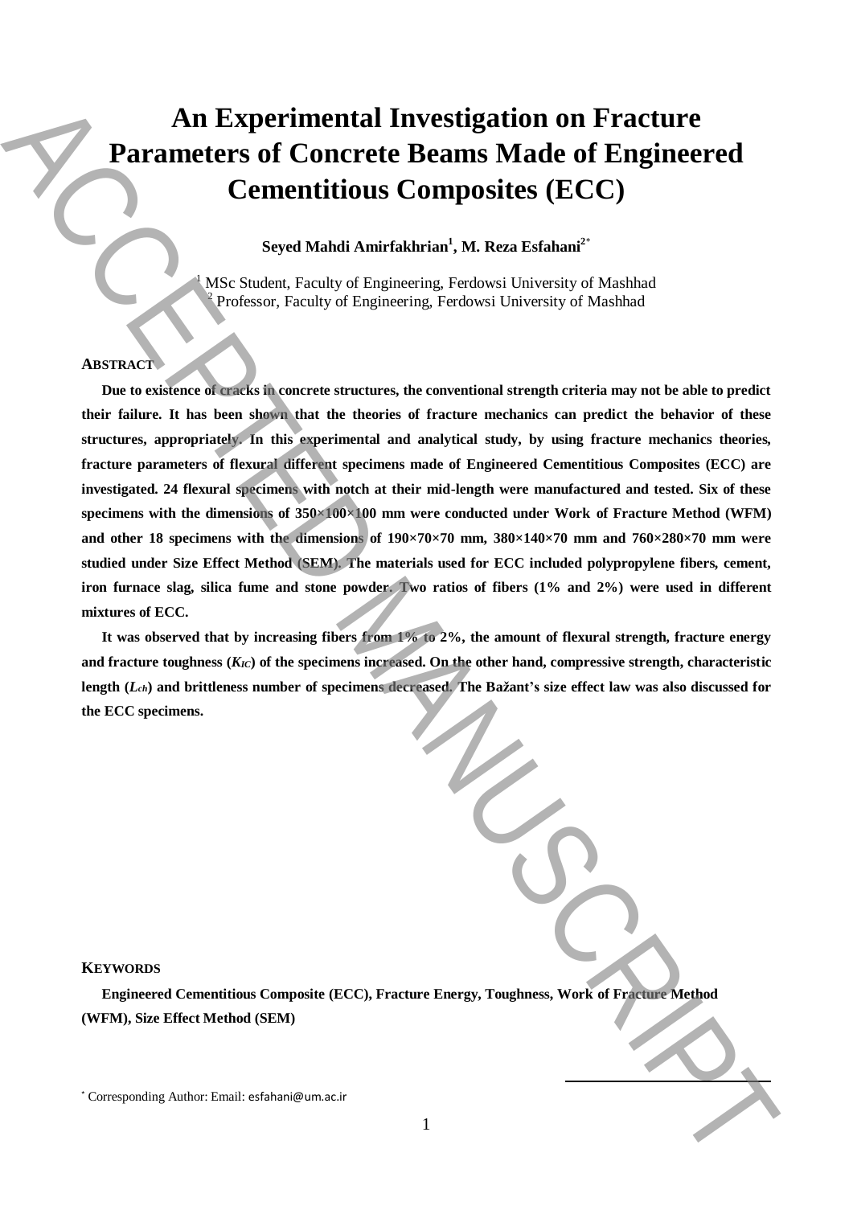# An Experimental Investigation on Fracture Parameters of Concrete Beams Made of Engineered Cementitious Composites (ECC)

**Seyed Mahdi Amirfakhrian[1], M. Reza Esfahani[2*]**

[1] MSc Student, Faculty of Engineering, Ferdowsi University of Mashhad
[2] Professor, Faculty of Engineering, Ferdowsi University of Mashhad

## ABSTRACT

**Due to existence of cracks in concrete structures, the conventional strength criteria may not be able to predict their failure. It has been shown that the theories of fracture mechanics can predict the behavior of these structures, appropriately. In this experimental and analytical study, by using fracture mechanics theories, fracture parameters of flexural different specimens made of Engineered Cementitious Composites (ECC) are investigated. 24 flexural specimens with notch at their mid-length were manufactured and tested. Six of these specimens with the dimensions of 350×100×100 mm were conducted under Work of Fracture Method (WFM) and other 18 specimens with the dimensions of 190×70×70 mm, 380×140×70 mm and 760×280×70 mm were studied under Size Effect Method (SEM). The materials used for ECC included polypropylene fibers, cement, iron furnace slag, silica fume and stone powder. Two ratios of fibers (1% and 2%) were used in different mixtures of ECC.**

**It was observed that by increasing fibers from 1% to 2%, the amount of flexural strength, fracture energy and fracture toughness ($K_{IC}$) of the specimens increased. On the other hand, compressive strength, characteristic length ($L_{ch}$) and brittleness number of specimens decreased. The Bažant's size effect law was also discussed for the ECC specimens.**

## KEYWORDS

**Engineered Cementitious Composite (ECC), Fracture Energy, Toughness, Work of Fracture Method (WFM), Size Effect Method (SEM)**

[*] Corresponding Author: Email: esfahani@um.ac.ir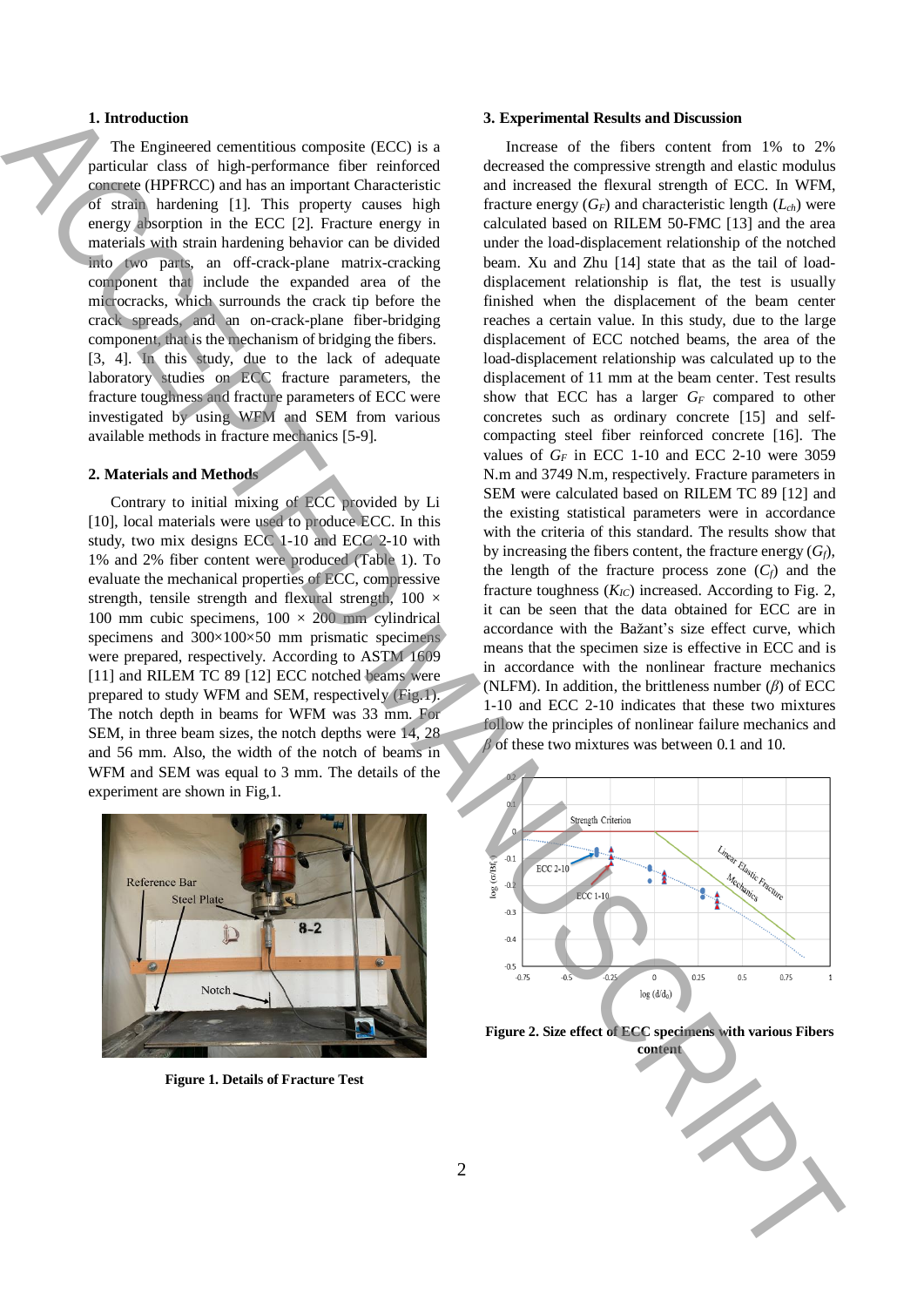## 1. Introduction

The Engineered cementitious composite (ECC) is a particular class of high-performance fiber reinforced concrete (HPFRCC) and has an important Characteristic of strain hardening [1]. This property causes high energy absorption in the ECC [2]. Fracture energy in materials with strain hardening behavior can be divided into two parts, an off-crack-plane matrix-cracking component that include the expanded area of the microcracks, which surrounds the crack tip before the crack spreads, and an on-crack-plane fiber-bridging component that is the mechanism of bridging the fibers. [3, 4]. In this study, due to the lack of adequate laboratory studies on ECC fracture parameters, the fracture toughness and fracture parameters of ECC were investigated by using WFM and SEM from various available methods in fracture mechanics [5-9].

## 2. Materials and Methods

Contrary to initial mixing of ECC provided by Li [10], local materials were used to produce ECC. In this study, two mix designs ECC 1-10 and ECC 2-10 with 1% and 2% fiber content were produced (Table 1). To evaluate the mechanical properties of ECC, compressive strength, tensile strength and flexural strength, 100 × 100 mm cubic specimens, 100 × 200 mm cylindrical specimens and 300×100×50 mm prismatic specimens were prepared, respectively. According to ASTM 1609 [11] and RILEM TC 89 [12] ECC notched beams were prepared to study WFM and SEM, respectively (Fig.1). The notch depth in beams for WFM was 33 mm. For SEM, in three beam sizes, the notch depths were 14, 28 and 56 mm. Also, the width of the notch of beams in WFM and SEM was equal to 3 mm. The details of the experiment are shown in Fig,1.

**Figure 1. Details of Fracture Test**

## 3. Experimental Results and Discussion

Increase of the fibers content from 1% to 2% decreased the compressive strength and elastic modulus and increased the flexural strength of ECC. In WFM, fracture energy ($G_F$) and characteristic length ($L_{ch}$) were calculated based on RILEM 50-FMC [13] and the area under the load-displacement relationship of the notched beam. Xu and Zhu [14] state that as the tail of load-displacement relationship is flat, the test is usually finished when the displacement of the beam center reaches a certain value. In this study, due to the large displacement of ECC notched beams, the area of the load-displacement relationship was calculated up to the displacement of 11 mm at the beam center. Test results show that ECC has a larger $G_F$ compared to other concretes such as ordinary concrete [15] and self-compacting steel fiber reinforced concrete [16]. The values of $G_F$ in ECC 1-10 and ECC 2-10 were 3059 N.m and 3749 N.m, respectively. Fracture parameters in SEM were calculated based on RILEM TC 89 [12] and the existing statistical parameters were in accordance with the criteria of this standard. The results show that by increasing the fibers content, the fracture energy ($G_f$), the length of the fracture process zone ($C_f$) and the fracture toughness ($K_{IC}$) increased. According to Fig. 2, it can be seen that the data obtained for ECC are in accordance with the Bažant's size effect curve, which means that the specimen size is effective in ECC and is in accordance with the nonlinear fracture mechanics (NLFM). In addition, the brittleness number ($\beta$) of ECC 1-10 and ECC 2-10 indicates that these two mixtures follow the principles of nonlinear failure mechanics and $\beta$ of these two mixtures was between 0.1 and 10.

**Figure 2. Size effect of ECC specimens with various Fibers content**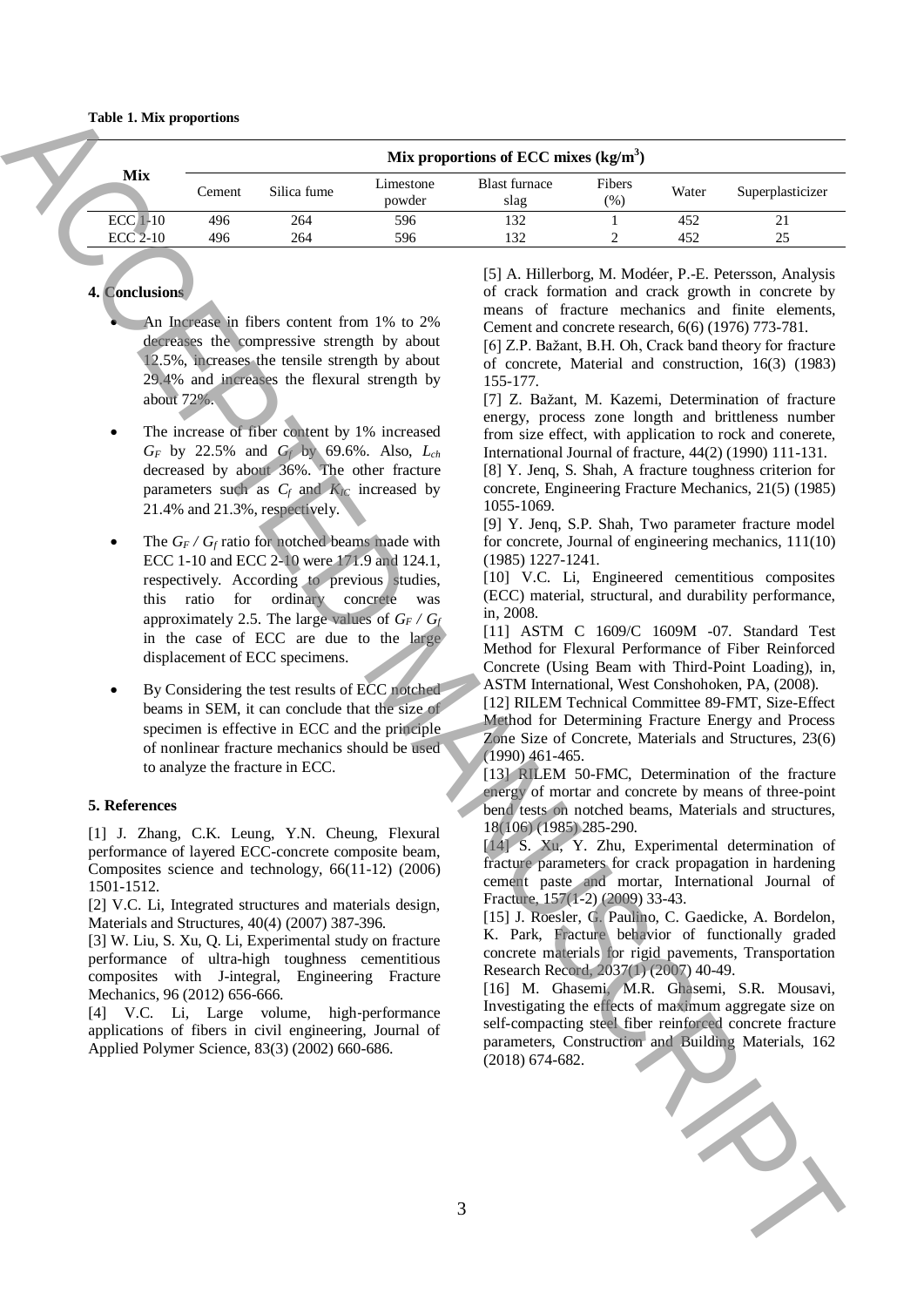**Table 1. Mix proportions**

| Mix | Mix proportions of ECC mixes (kg/m$^3$) | | | | | | |
|---|---|---|---|---|---|---|---|
| | Cement | Silica fume | Limestone powder | Blast furnace slag | Fibers (%) | Water | Superplasticizer |
| ECC 1-10 | 496 | 264 | 596 | 132 | 1 | 452 | 21 |
| ECC 2-10 | 496 | 264 | 596 | 132 | 2 | 452 | 25 |

## 4. Conclusions

- An Increase in fibers content from 1% to 2% decreases the compressive strength by about 12.5%, increases the tensile strength by about 29.4% and increases the flexural strength by about 72%.
- The increase of fiber content by 1% increased $G_F$ by 22.5% and $G_f$ by 69.6%. Also, $L_{ch}$ decreased by about 36%. The other fracture parameters such as $C_f$ and $K_{IC}$ increased by 21.4% and 21.3%, respectively.
- The $G_F$ / $G_f$ ratio for notched beams made with ECC 1-10 and ECC 2-10 were 171.9 and 124.1, respectively. According to previous studies, this ratio for ordinary concrete was approximately 2.5. The large values of $G_F$ / $G_f$ in the case of ECC are due to the large displacement of ECC specimens.
- By Considering the test results of ECC notched beams in SEM, it can conclude that the size of specimen is effective in ECC and the principle of nonlinear fracture mechanics should be used to analyze the fracture in ECC.

## 5. References

[1] J. Zhang, C.K. Leung, Y.N. Cheung, Flexural performance of layered ECC-concrete composite beam, Composites science and technology, 66(11-12) (2006) 1501-1512.

[2] V.C. Li, Integrated structures and materials design, Materials and Structures, 40(4) (2007) 387-396.

[3] W. Liu, S. Xu, Q. Li, Experimental study on fracture performance of ultra-high toughness cementitious composites with J-integral, Engineering Fracture Mechanics, 96 (2012) 656-666.

[4] V.C. Li, Large volume, high-performance applications of fibers in civil engineering, Journal of Applied Polymer Science, 83(3) (2002) 660-686.

[5] A. Hillerborg, M. Modéer, P.-E. Petersson, Analysis of crack formation and crack growth in concrete by means of fracture mechanics and finite elements, Cement and concrete research, 6(6) (1976) 773-781.

[6] Z.P. Bažant, B.H. Oh, Crack band theory for fracture of concrete, Material and construction, 16(3) (1983) 155-177.

[7] Z. Bažant, M. Kazemi, Determination of fracture energy, process zone length and brittleness number from size effect, with application to rock and conerete, International Journal of fracture, 44(2) (1990) 111-131.

[8] Y. Jenq, S. Shah, A fracture toughness criterion for concrete, Engineering Fracture Mechanics, 21(5) (1985) 1055-1069.

[9] Y. Jenq, S.P. Shah, Two parameter fracture model for concrete, Journal of engineering mechanics, 111(10) (1985) 1227-1241.

[10] V.C. Li, Engineered cementitious composites (ECC) material, structural, and durability performance, in, 2008.

[11] ASTM C 1609/C 1609M -07. Standard Test Method for Flexural Performance of Fiber Reinforced Concrete (Using Beam with Third-Point Loading), in, ASTM International, West Conshohocken, PA, (2008).

[12] RILEM Technical Committee 89-FMT, Size-Effect Method for Determining Fracture Energy and Process Zone Size of Concrete, Materials and Structures, 23(6) (1990) 461-465.

[13] RILEM 50-FMC, Determination of the fracture energy of mortar and concrete by means of three-point bend tests on notched beams, Materials and structures, 18(106) (1985) 285-290.

[14] S. Xu, Y. Zhu, Experimental determination of fracture parameters for crack propagation in hardening cement paste and mortar, International Journal of Fracture, 157(1-2) (2009) 33-43.

[15] J. Roesler, G. Paulino, C. Gaedicke, A. Bordelon, K. Park, Fracture behavior of functionally graded concrete materials for rigid pavements, Transportation Research Record, 2037(1) (2007) 40-49.

[16] M. Ghasemi, M.R. Ghasemi, S.R. Mousavi, Investigating the effects of maximum aggregate size on self-compacting steel fiber reinforced concrete fracture parameters, Construction and Building Materials, 162 (2018) 674-682.